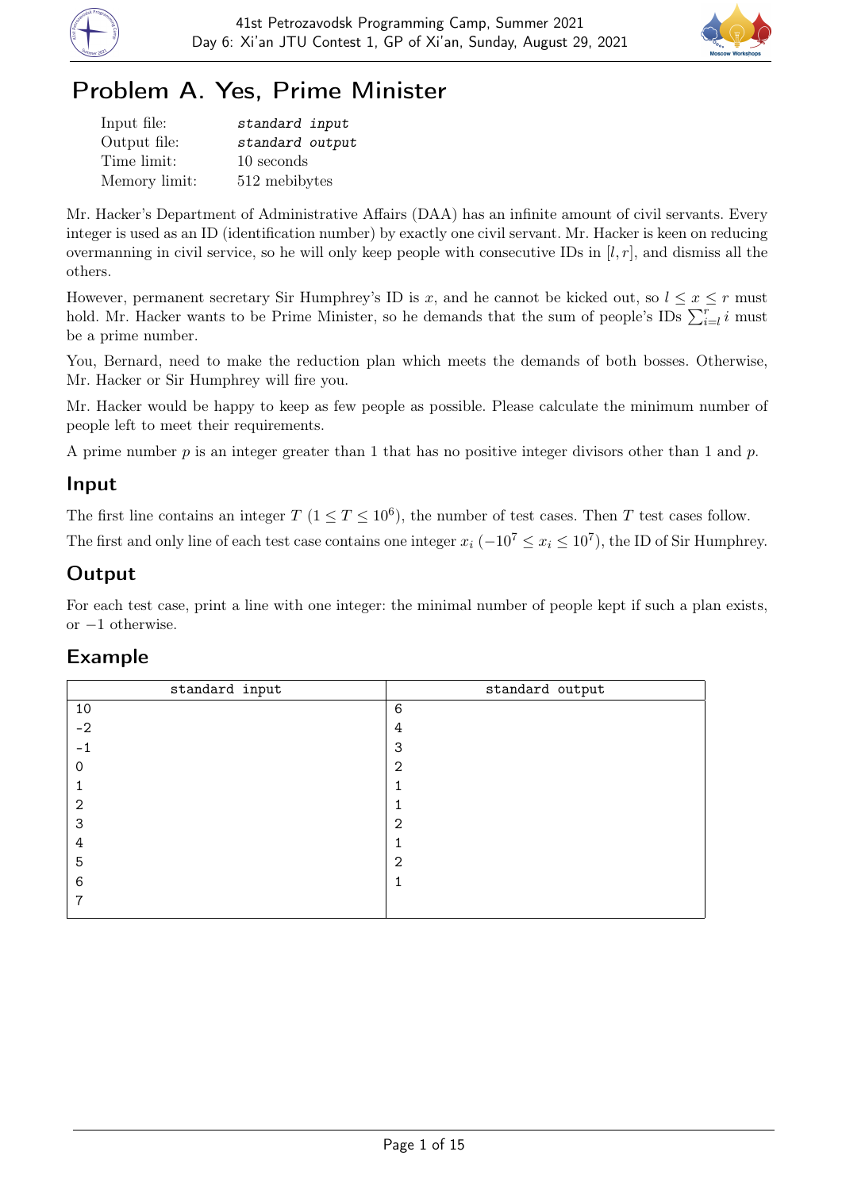# Problem A. Yes, Prime Minister

| | |
|---|---|
| Input file: | *standard input* |
| Output file: | *standard output* |
| Time limit: | 10 seconds |
| Memory limit: | 512 mebibytes |

Mr. Hacker's Department of Administrative Affairs (DAA) has an infinite amount of civil servants. Every integer is used as an ID (identification number) by exactly one civil servant. Mr. Hacker is keen on reducing overmanning in civil service, so he will only keep people with consecutive IDs in $[l, r]$, and dismiss all the others.

However, permanent secretary Sir Humphrey's ID is $x$, and he cannot be kicked out, so $l \le x \le r$ must hold. Mr. Hacker wants to be Prime Minister, so he demands that the sum of people's IDs $\sum_{i=l}^{r} i$ must be a prime number.

You, Bernard, need to make the reduction plan which meets the demands of both bosses. Otherwise, Mr. Hacker or Sir Humphrey will fire you.

Mr. Hacker would be happy to keep as few people as possible. Please calculate the minimum number of people left to meet their requirements.

A prime number $p$ is an integer greater than 1 that has no positive integer divisors other than 1 and $p$.

## Input

The first line contains an integer $T$ ($1 \le T \le 10^6$), the number of test cases. Then $T$ test cases follow.

The first and only line of each test case contains one integer $x_i$ ($-10^7 \le x_i \le 10^7$), the ID of Sir Humphrey.

## Output

For each test case, print a line with one integer: the minimal number of people kept if such a plan exists, or $-1$ otherwise.

## Example

| standard input | standard output |
|---|---|
| 10<br>-2<br>-1<br>0<br>1<br>2<br>3<br>4<br>5<br>6<br>7 | 6<br>4<br>3<br>2<br>1<br>1<br>2<br>1<br>2<br>1 |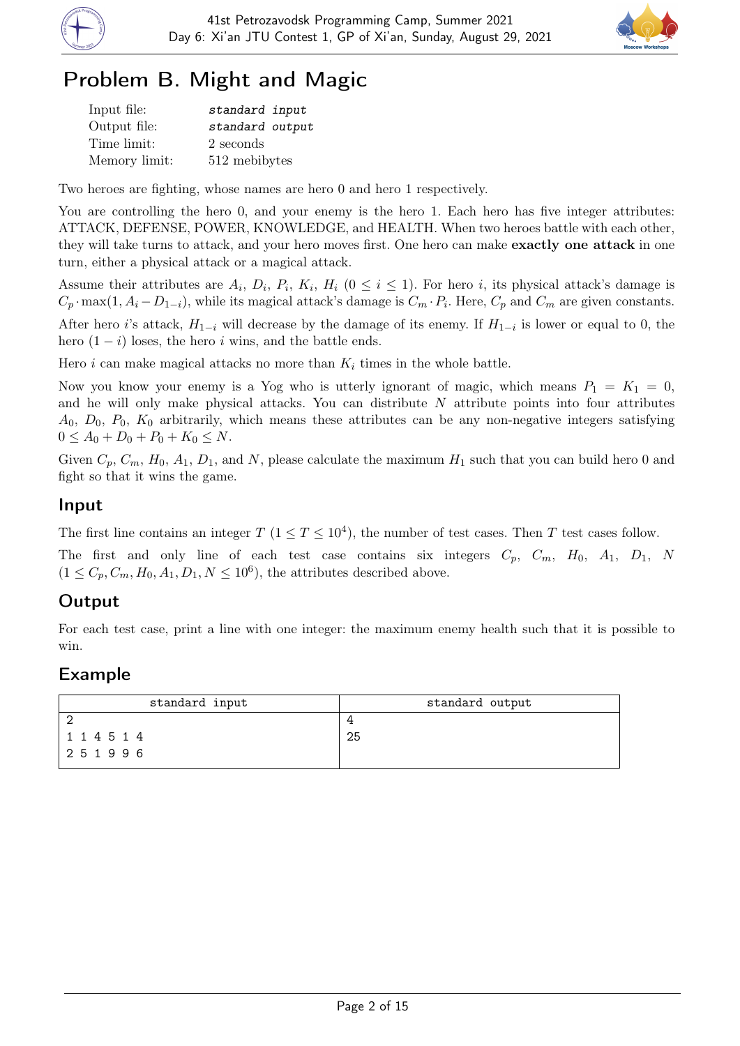# Problem B. Might and Magic

| | |
|---|---|
| Input file: | *standard input* |
| Output file: | *standard output* |
| Time limit: | 2 seconds |
| Memory limit: | 512 mebibytes |

Two heroes are fighting, whose names are hero 0 and hero 1 respectively.

You are controlling the hero 0, and your enemy is the hero 1. Each hero has five integer attributes: ATTACK, DEFENSE, POWER, KNOWLEDGE, and HEALTH. When two heroes battle with each other, they will take turns to attack, and your hero moves first. One hero can make **exactly one attack** in one turn, either a physical attack or a magical attack.

Assume their attributes are $A_i$, $D_i$, $P_i$, $K_i$, $H_i$ $(0 \le i \le 1)$. For hero $i$, its physical attack's damage is $C_p \cdot \max(1, A_i - D_{1-i})$, while its magical attack's damage is $C_m \cdot P_i$. Here, $C_p$ and $C_m$ are given constants.

After hero $i$'s attack, $H_{1-i}$ will decrease by the damage of its enemy. If $H_{1-i}$ is lower or equal to 0, the hero $(1-i)$ loses, the hero $i$ wins, and the battle ends.

Hero $i$ can make magical attacks no more than $K_i$ times in the whole battle.

Now you know your enemy is a Yog who is utterly ignorant of magic, which means $P_1 = K_1 = 0$, and he will only make physical attacks. You can distribute $N$ attribute points into four attributes $A_0$, $D_0$, $P_0$, $K_0$ arbitrarily, which means these attributes can be any non-negative integers satisfying $0 \le A_0 + D_0 + P_0 + K_0 \le N$.

Given $C_p$, $C_m$, $H_0$, $A_1$, $D_1$, and $N$, please calculate the maximum $H_1$ such that you can build hero 0 and fight so that it wins the game.

## Input

The first line contains an integer $T$ $(1 \le T \le 10^4)$, the number of test cases. Then $T$ test cases follow.

The first and only line of each test case contains six integers $C_p$, $C_m$, $H_0$, $A_1$, $D_1$, $N$ $(1 \le C_p, C_m, H_0, A_1, D_1, N \le 10^6)$, the attributes described above.

## Output

For each test case, print a line with one integer: the maximum enemy health such that it is possible to win.

## Example

| standard input | standard output |
|---|---|
| 2<br>1 1 4 5 1 4<br>2 5 1 9 9 6 | 4<br>25 |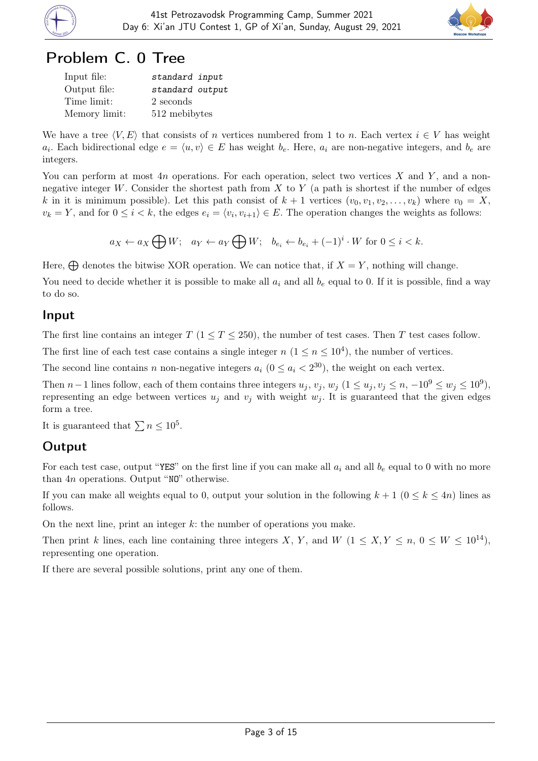# Problem C. 0 Tree

| | |
|---|---|
| Input file: | *standard input* |
| Output file: | *standard output* |
| Time limit: | 2 seconds |
| Memory limit: | 512 mebibytes |

We have a tree $\langle V, E\rangle$ that consists of $n$ vertices numbered from 1 to $n$. Each vertex $i \in V$ has weight $a_i$. Each bidirectional edge $e = \langle u, v\rangle \in E$ has weight $b_e$. Here, $a_i$ are non-negative integers, and $b_e$ are integers.

You can perform at most $4n$ operations. For each operation, select two vertices $X$ and $Y$, and a non-negative integer $W$. Consider the shortest path from $X$ to $Y$ (a path is shortest if the number of edges $k$ in it is minimum possible). Let this path consist of $k+1$ vertices $(v_0, v_1, v_2, \ldots, v_k)$ where $v_0 = X$, $v_k = Y$, and for $0 \le i < k$, the edges $e_i = \langle v_i, v_{i+1}\rangle \in E$. The operation changes the weights as follows:

$$a_X \leftarrow a_X \bigoplus W; \quad a_Y \leftarrow a_Y \bigoplus W; \quad b_{e_i} \leftarrow b_{e_i} + (-1)^i \cdot W \text{ for } 0 \le i < k.$$

Here, $\bigoplus$ denotes the bitwise XOR operation. We can notice that, if $X = Y$, nothing will change.

You need to decide whether it is possible to make all $a_i$ and all $b_e$ equal to 0. If it is possible, find a way to do so.

## Input

The first line contains an integer $T$ ($1 \le T \le 250$), the number of test cases. Then $T$ test cases follow.

The first line of each test case contains a single integer $n$ ($1 \le n \le 10^4$), the number of vertices.

The second line contains $n$ non-negative integers $a_i$ ($0 \le a_i < 2^{30}$), the weight on each vertex.

Then $n-1$ lines follow, each of them contains three integers $u_j$, $v_j$, $w_j$ ($1 \le u_j, v_j \le n$, $-10^9 \le w_j \le 10^9$), representing an edge between vertices $u_j$ and $v_j$ with weight $w_j$. It is guaranteed that the given edges form a tree.

It is guaranteed that $\sum n \le 10^5$.

## Output

For each test case, output "YES" on the first line if you can make all $a_i$ and all $b_e$ equal to 0 with no more than $4n$ operations. Output "NO" otherwise.

If you can make all weights equal to 0, output your solution in the following $k+1$ ($0 \le k \le 4n$) lines as follows.

On the next line, print an integer $k$: the number of operations you make.

Then print $k$ lines, each line containing three integers $X$, $Y$, and $W$ ($1 \le X, Y \le n$, $0 \le W \le 10^{14}$), representing one operation.

If there are several possible solutions, print any one of them.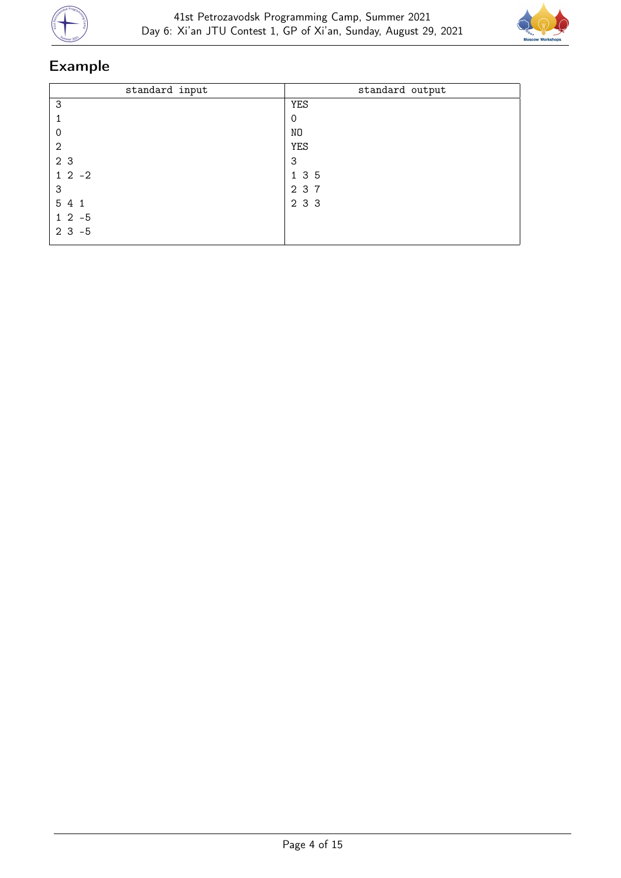## Example

| standard input | standard output |
| --- | --- |
| 3<br>1<br>0<br>2<br>2 3<br>1 2 -2<br>3<br>5 4 1<br>1 2 -5<br>2 3 -5 | YES<br>0<br>NO<br>YES<br>3<br>1 3 5<br>2 3 7<br>2 3 3 |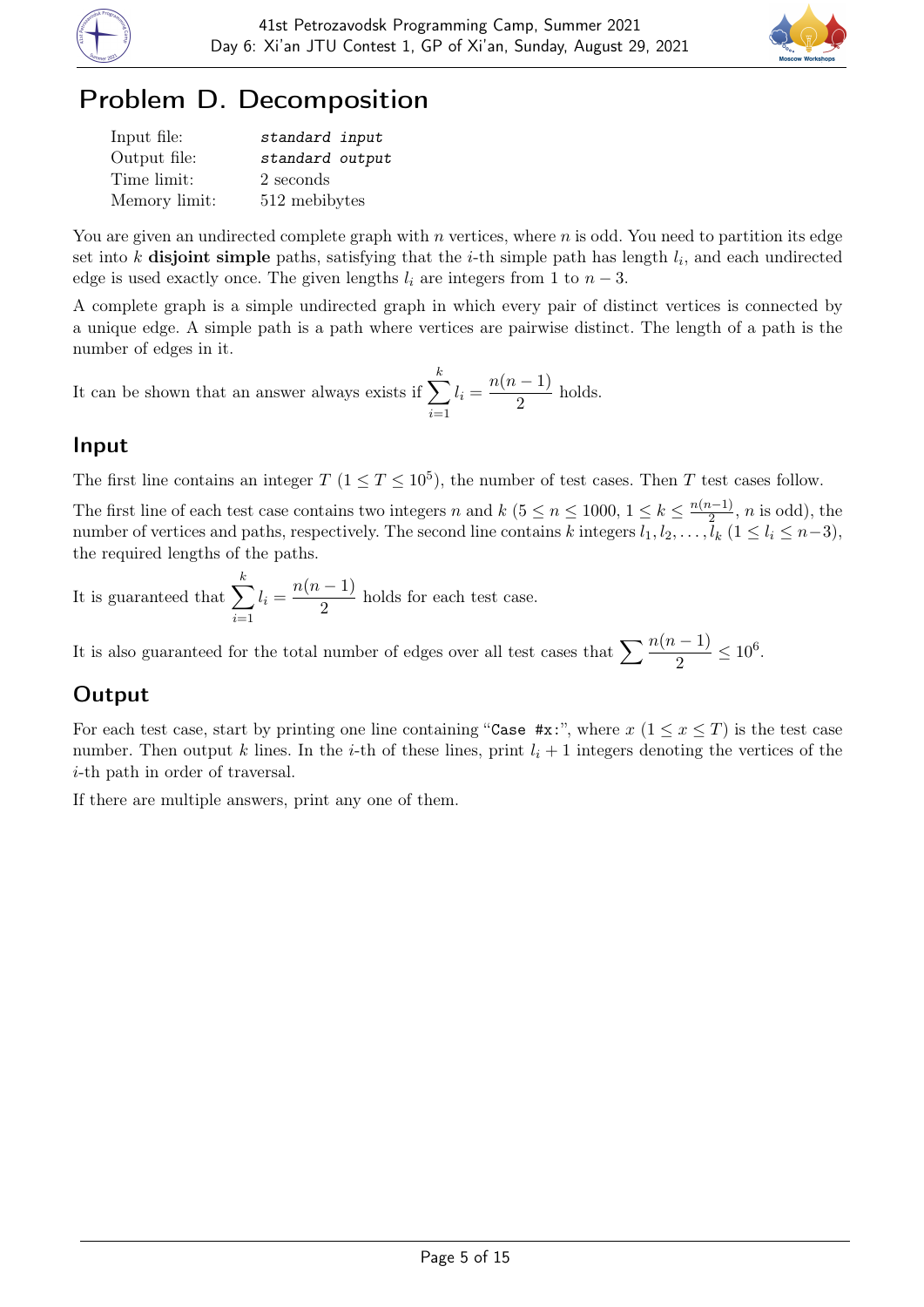# Problem D. Decomposition

| | |
|---|---|
| Input file: | *standard input* |
| Output file: | *standard output* |
| Time limit: | 2 seconds |
| Memory limit: | 512 mebibytes |

You are given an undirected complete graph with $n$ vertices, where $n$ is odd. You need to partition its edge set into $k$ **disjoint simple** paths, satisfying that the $i$-th simple path has length $l_i$, and each undirected edge is used exactly once. The given lengths $l_i$ are integers from 1 to $n-3$.

A complete graph is a simple undirected graph in which every pair of distinct vertices is connected by a unique edge. A simple path is a path where vertices are pairwise distinct. The length of a path is the number of edges in it.

It can be shown that an answer always exists if $\sum_{i=1}^{k} l_i = \frac{n(n-1)}{2}$ holds.

## Input

The first line contains an integer $T$ ($1 \le T \le 10^5$), the number of test cases. Then $T$ test cases follow.

The first line of each test case contains two integers $n$ and $k$ ($5 \le n \le 1000$, $1 \le k \le \frac{n(n-1)}{2}$, $n$ is odd), the number of vertices and paths, respectively. The second line contains $k$ integers $l_1, l_2, \ldots, l_k$ ($1 \le l_i \le n-3$), the required lengths of the paths.

It is guaranteed that $\sum_{i=1}^{k} l_i = \frac{n(n-1)}{2}$ holds for each test case.

It is also guaranteed for the total number of edges over all test cases that $\sum \frac{n(n-1)}{2} \le 10^6$.

## Output

For each test case, start by printing one line containing "`Case #x:`", where $x$ ($1 \le x \le T$) is the test case number. Then output $k$ lines. In the $i$-th of these lines, print $l_i + 1$ integers denoting the vertices of the $i$-th path in order of traversal.

If there are multiple answers, print any one of them.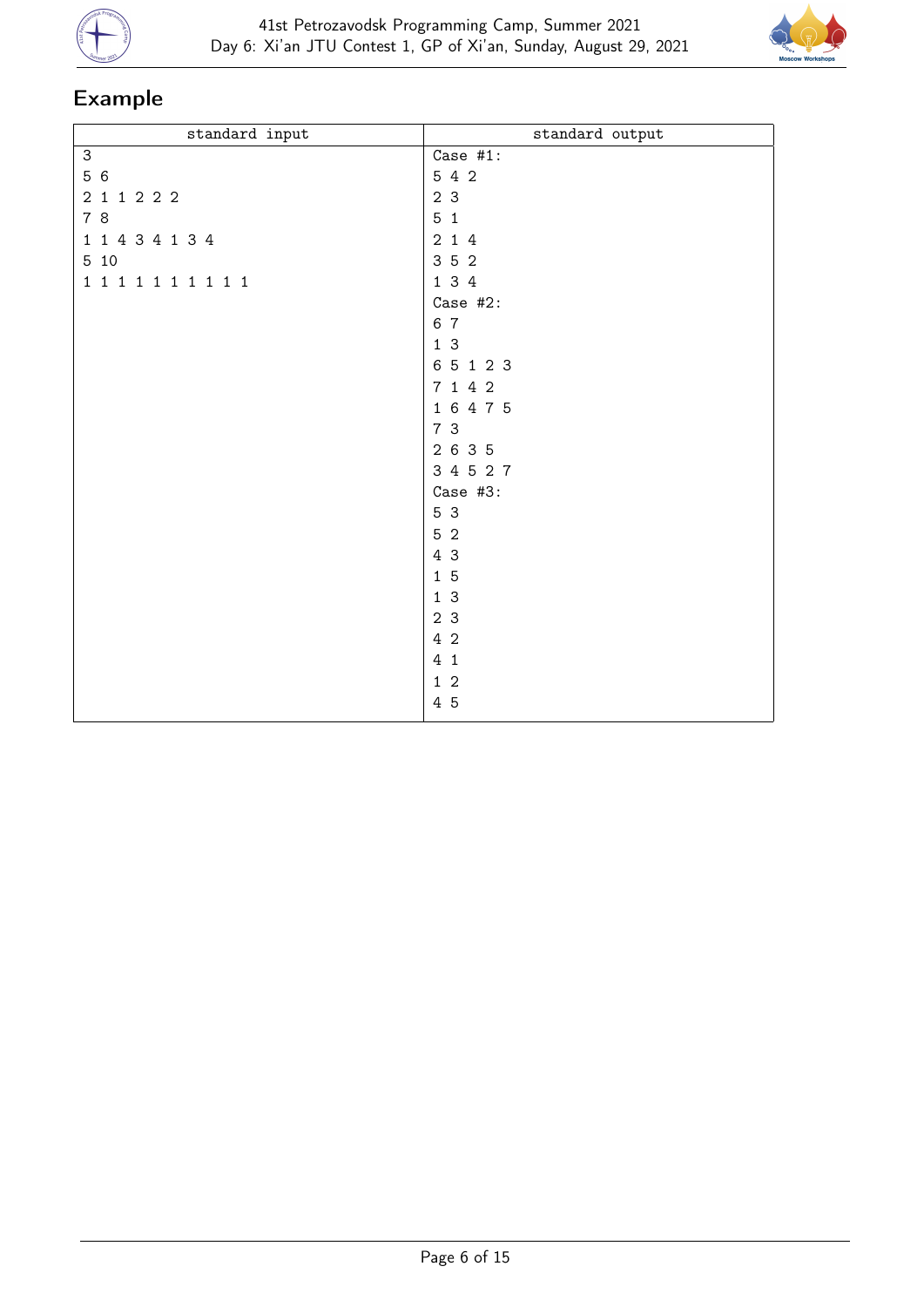## Example

| standard input | standard output |
|---|---|
| 3<br>5 6<br>2 1 1 2 2 2<br>7 8<br>1 1 4 3 4 1 3 4<br>5 10<br>1 1 1 1 1 1 1 1 1 1 | Case #1:<br>5 4 2<br>2 3<br>5 1<br>2 1 4<br>3 5 2<br>1 3 4<br>Case #2:<br>6 7<br>1 3<br>6 5 1 2 3<br>7 1 4 2<br>1 6 4 7 5<br>7 3<br>2 6 3 5<br>3 4 5 2 7<br>Case #3:<br>5 3<br>5 2<br>4 3<br>1 5<br>1 3<br>2 3<br>4 2<br>4 1<br>1 2<br>4 5 |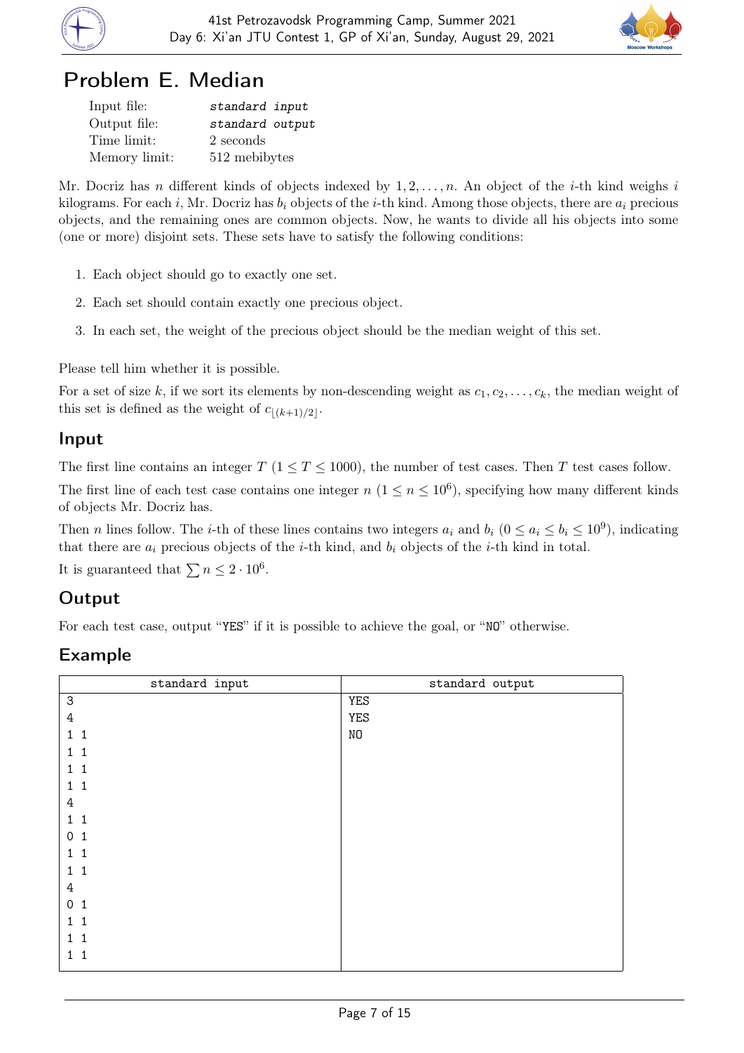# Problem E. Median

| | |
|---|---|
| Input file: | *standard input* |
| Output file: | *standard output* |
| Time limit: | 2 seconds |
| Memory limit: | 512 mebibytes |

Mr. Docriz has $n$ different kinds of objects indexed by $1, 2, \ldots, n$. An object of the $i$-th kind weighs $i$ kilograms. For each $i$, Mr. Docriz has $b_i$ objects of the $i$-th kind. Among those objects, there are $a_i$ precious objects, and the remaining ones are common objects. Now, he wants to divide all his objects into some (one or more) disjoint sets. These sets have to satisfy the following conditions:

1. Each object should go to exactly one set.
2. Each set should contain exactly one precious object.
3. In each set, the weight of the precious object should be the median weight of this set.

Please tell him whether it is possible.

For a set of size $k$, if we sort its elements by non-descending weight as $c_1, c_2, \ldots, c_k$, the median weight of this set is defined as the weight of $c_{\lfloor (k+1)/2 \rfloor}$.

## Input

The first line contains an integer $T$ ($1 \le T \le 1000$), the number of test cases. Then $T$ test cases follow.

The first line of each test case contains one integer $n$ ($1 \le n \le 10^6$), specifying how many different kinds of objects Mr. Docriz has.

Then $n$ lines follow. The $i$-th of these lines contains two integers $a_i$ and $b_i$ ($0 \le a_i \le b_i \le 10^9$), indicating that there are $a_i$ precious objects of the $i$-th kind, and $b_i$ objects of the $i$-th kind in total.

It is guaranteed that $\sum n \le 2 \cdot 10^6$.

## Output

For each test case, output "YES" if it is possible to achieve the goal, or "NO" otherwise.

## Example

| standard input | standard output |
|---|---|
| 3<br>4<br>1 1<br>1 1<br>1 1<br>1 1<br>4<br>1 1<br>0 1<br>1 1<br>1 1<br>4<br>0 1<br>1 1<br>1 1<br>1 1 | YES<br>YES<br>NO |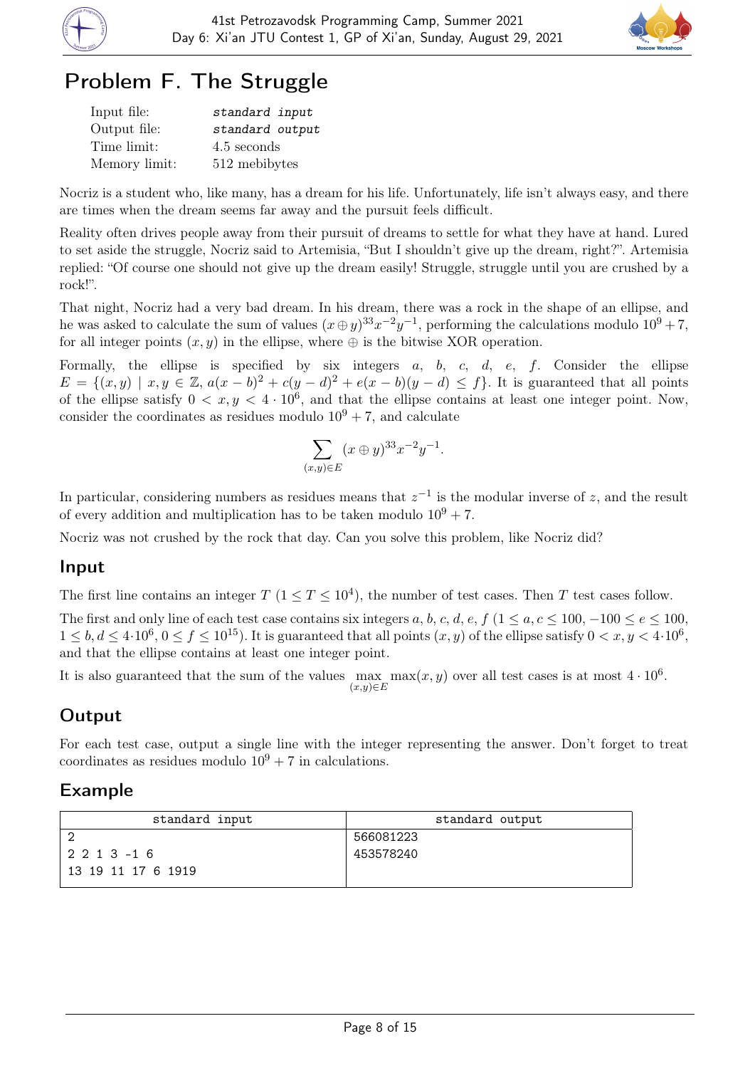# Problem F. The Struggle

| | |
|---|---|
| Input file: | *standard input* |
| Output file: | *standard output* |
| Time limit: | 4.5 seconds |
| Memory limit: | 512 mebibytes |

Nocriz is a student who, like many, has a dream for his life. Unfortunately, life isn't always easy, and there are times when the dream seems far away and the pursuit feels difficult.

Reality often drives people away from their pursuit of dreams to settle for what they have at hand. Lured to set aside the struggle, Nocriz said to Artemisia, "But I shouldn't give up the dream, right?". Artemisia replied: "Of course one should not give up the dream easily! Struggle, struggle until you are crushed by a rock!".

That night, Nocriz had a very bad dream. In his dream, there was a rock in the shape of an ellipse, and he was asked to calculate the sum of values $(x \oplus y)^{33} x^{-2} y^{-1}$, performing the calculations modulo $10^9 + 7$, for all integer points $(x, y)$ in the ellipse, where $\oplus$ is the bitwise XOR operation.

Formally, the ellipse is specified by six integers $a$, $b$, $c$, $d$, $e$, $f$. Consider the ellipse $E = \{(x, y) \mid x, y \in \mathbb{Z},\, a(x-b)^2 + c(y-d)^2 + e(x-b)(y-d) \le f\}$. It is guaranteed that all points of the ellipse satisfy $0 < x, y < 4 \cdot 10^6$, and that the ellipse contains at least one integer point. Now, consider the coordinates as residues modulo $10^9 + 7$, and calculate

$$\sum_{(x,y) \in E} (x \oplus y)^{33} x^{-2} y^{-1}.$$

In particular, considering numbers as residues means that $z^{-1}$ is the modular inverse of $z$, and the result of every addition and multiplication has to be taken modulo $10^9 + 7$.

Nocriz was not crushed by the rock that day. Can you solve this problem, like Nocriz did?

## Input

The first line contains an integer $T$ ($1 \le T \le 10^4$), the number of test cases. Then $T$ test cases follow.

The first and only line of each test case contains six integers $a$, $b$, $c$, $d$, $e$, $f$ ($1 \le a, c \le 100$, $-100 \le e \le 100$, $1 \le b, d \le 4 \cdot 10^6$, $0 \le f \le 10^{15}$). It is guaranteed that all points $(x, y)$ of the ellipse satisfy $0 < x, y < 4 \cdot 10^6$, and that the ellipse contains at least one integer point.

It is also guaranteed that the sum of the values $\max\limits_{(x,y) \in E} \max(x, y)$ over all test cases is at most $4 \cdot 10^6$.

## Output

For each test case, output a single line with the integer representing the answer. Don't forget to treat coordinates as residues modulo $10^9 + 7$ in calculations.

## Example

| standard input | standard output |
|---|---|
| 2<br>2 2 1 3 -1 6<br>13 19 11 17 6 1919 | 566081223<br>453578240 |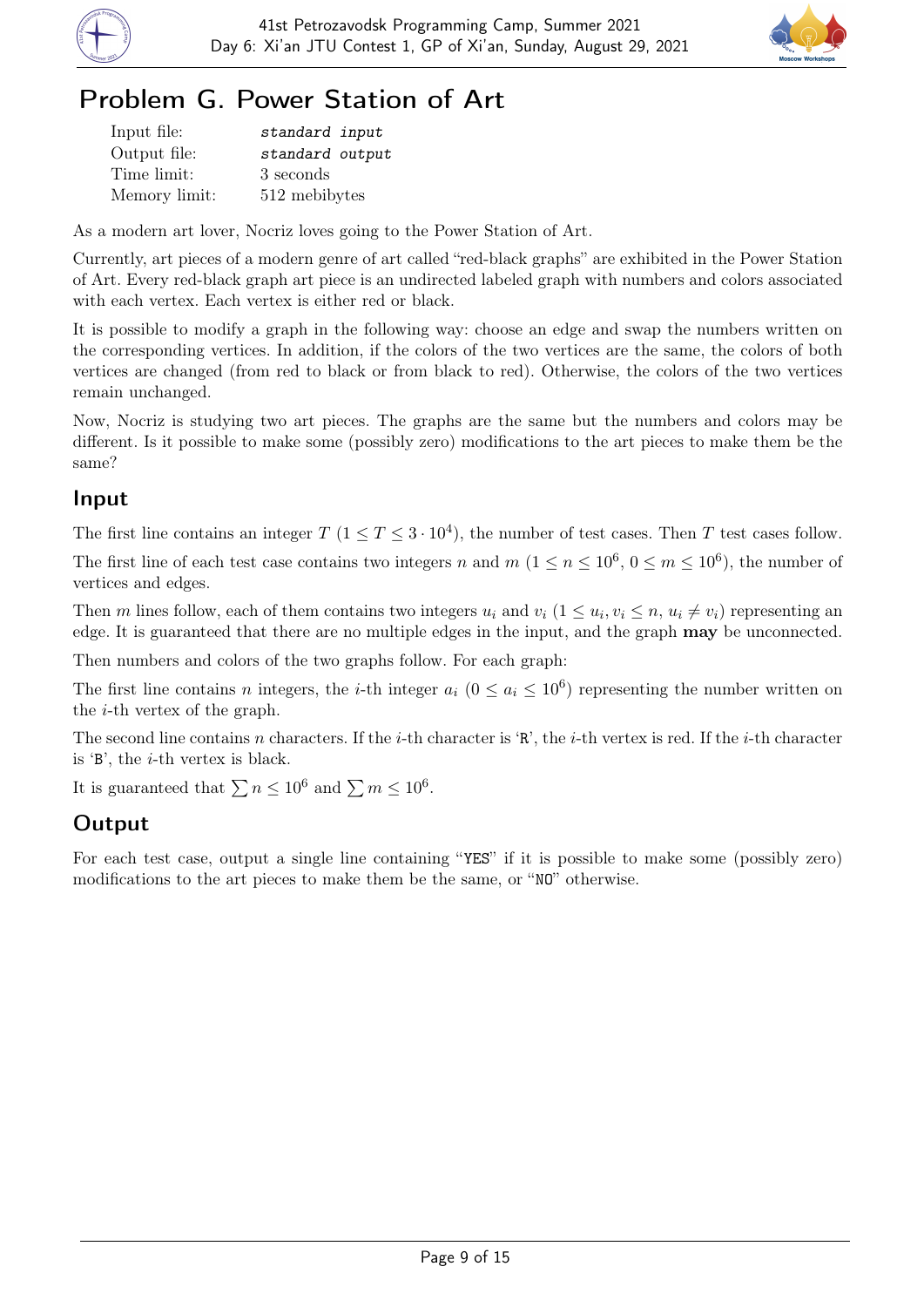# Problem G. Power Station of Art

| | |
|---|---|
| Input file: | *standard input* |
| Output file: | *standard output* |
| Time limit: | 3 seconds |
| Memory limit: | 512 mebibytes |

As a modern art lover, Nocriz loves going to the Power Station of Art.

Currently, art pieces of a modern genre of art called "red-black graphs" are exhibited in the Power Station of Art. Every red-black graph art piece is an undirected labeled graph with numbers and colors associated with each vertex. Each vertex is either red or black.

It is possible to modify a graph in the following way: choose an edge and swap the numbers written on the corresponding vertices. In addition, if the colors of the two vertices are the same, the colors of both vertices are changed (from red to black or from black to red). Otherwise, the colors of the two vertices remain unchanged.

Now, Nocriz is studying two art pieces. The graphs are the same but the numbers and colors may be different. Is it possible to make some (possibly zero) modifications to the art pieces to make them be the same?

## Input

The first line contains an integer $T$ ($1 \le T \le 3 \cdot 10^4$), the number of test cases. Then $T$ test cases follow.

The first line of each test case contains two integers $n$ and $m$ ($1 \le n \le 10^6$, $0 \le m \le 10^6$), the number of vertices and edges.

Then $m$ lines follow, each of them contains two integers $u_i$ and $v_i$ ($1 \le u_i, v_i \le n$, $u_i \ne v_i$) representing an edge. It is guaranteed that there are no multiple edges in the input, and the graph **may** be unconnected.

Then numbers and colors of the two graphs follow. For each graph:

The first line contains $n$ integers, the $i$-th integer $a_i$ ($0 \le a_i \le 10^6$) representing the number written on the $i$-th vertex of the graph.

The second line contains $n$ characters. If the $i$-th character is 'R', the $i$-th vertex is red. If the $i$-th character is 'B', the $i$-th vertex is black.

It is guaranteed that $\sum n \le 10^6$ and $\sum m \le 10^6$.

## Output

For each test case, output a single line containing "YES" if it is possible to make some (possibly zero) modifications to the art pieces to make them be the same, or "NO" otherwise.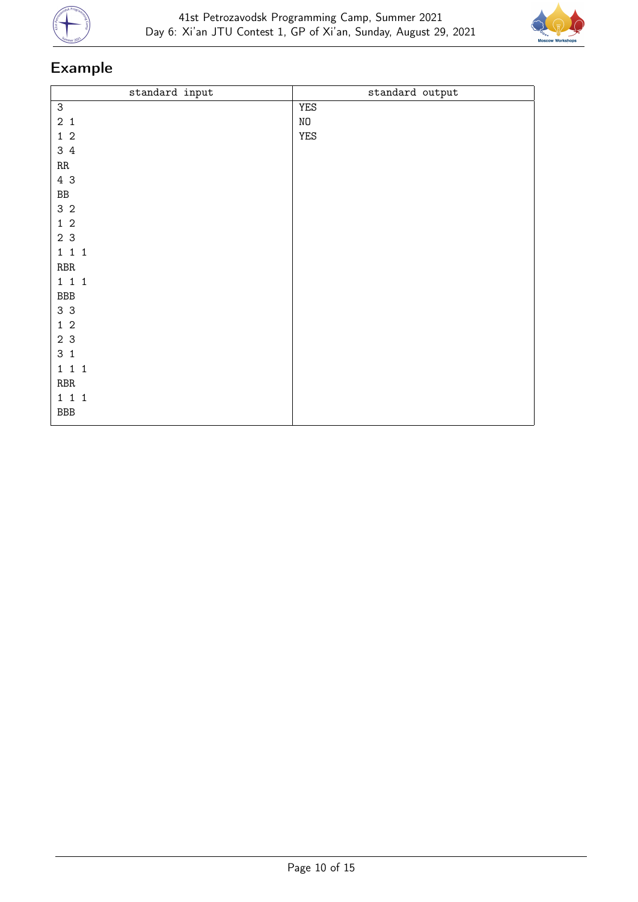## Example

| standard input | standard output |
| --- | --- |
| 3<br>2 1<br>1 2<br>3 4<br>RR<br>4 3<br>BB<br>3 2<br>1 2<br>2 3<br>1 1 1<br>RBR<br>1 1 1<br>BBB<br>3 3<br>1 2<br>2 3<br>3 1<br>1 1 1<br>RBR<br>1 1 1<br>BBB | YES<br>NO<br>YES |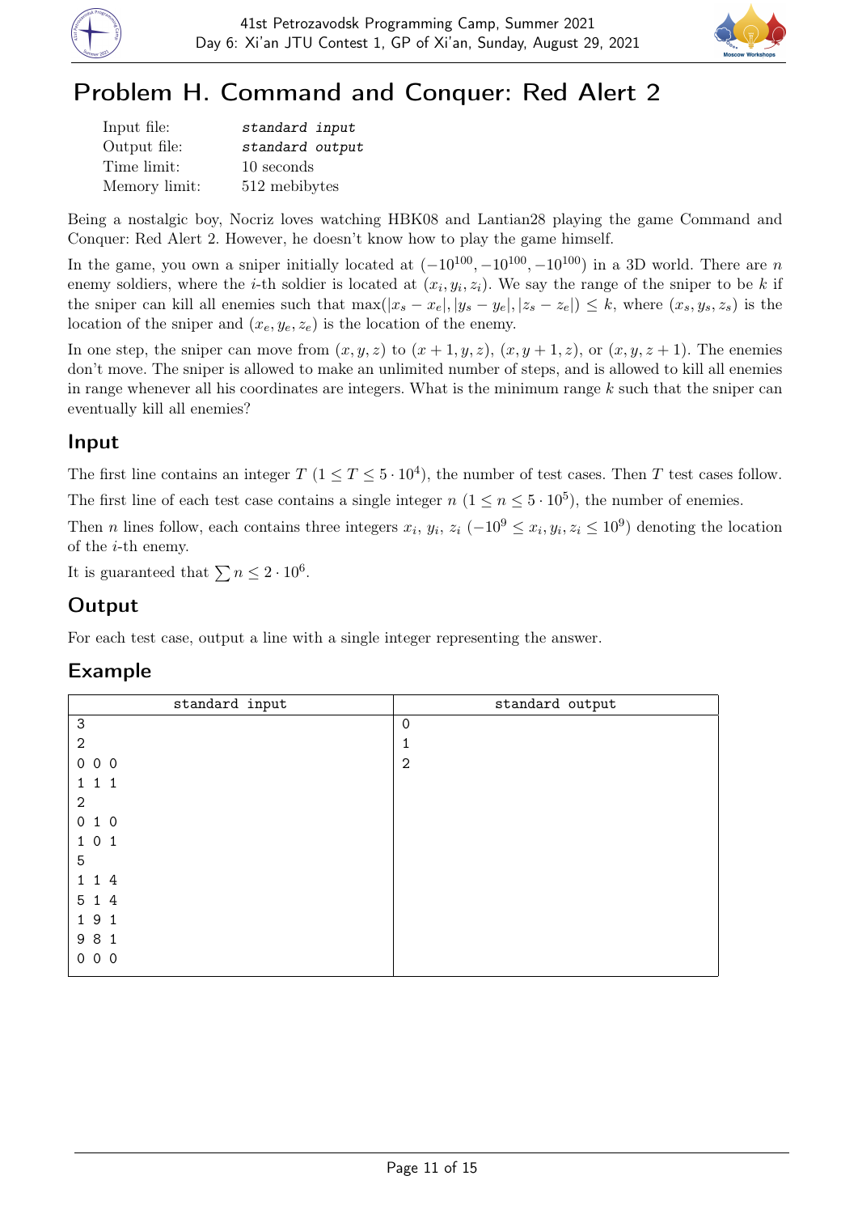# Problem H. Command and Conquer: Red Alert 2

| | |
|---|---|
| Input file: | *standard input* |
| Output file: | *standard output* |
| Time limit: | 10 seconds |
| Memory limit: | 512 mebibytes |

Being a nostalgic boy, Nocriz loves watching HBK08 and Lantian28 playing the game Command and Conquer: Red Alert 2. However, he doesn't know how to play the game himself.

In the game, you own a sniper initially located at $(-10^{100}, -10^{100}, -10^{100})$ in a 3D world. There are $n$ enemy soldiers, where the $i$-th soldier is located at $(x_i, y_i, z_i)$. We say the range of the sniper to be $k$ if the sniper can kill all enemies such that $\max(|x_s - x_e|, |y_s - y_e|, |z_s - z_e|) \le k$, where $(x_s, y_s, z_s)$ is the location of the sniper and $(x_e, y_e, z_e)$ is the location of the enemy.

In one step, the sniper can move from $(x, y, z)$ to $(x + 1, y, z)$, $(x, y + 1, z)$, or $(x, y, z + 1)$. The enemies don't move. The sniper is allowed to make an unlimited number of steps, and is allowed to kill all enemies in range whenever all his coordinates are integers. What is the minimum range $k$ such that the sniper can eventually kill all enemies?

## Input

The first line contains an integer $T$ ($1 \le T \le 5 \cdot 10^4$), the number of test cases. Then $T$ test cases follow.

The first line of each test case contains a single integer $n$ ($1 \le n \le 5 \cdot 10^5$), the number of enemies.

Then $n$ lines follow, each contains three integers $x_i$, $y_i$, $z_i$ ($-10^9 \le x_i, y_i, z_i \le 10^9$) denoting the location of the $i$-th enemy.

It is guaranteed that $\sum n \le 2 \cdot 10^6$.

## Output

For each test case, output a line with a single integer representing the answer.

## Example

| standard input | standard output |
|---|---|
| 3<br>2<br>0 0 0<br>1 1 1<br>2<br>0 1 0<br>1 0 1<br>5<br>1 1 4<br>5 1 4<br>1 9 1<br>9 8 1<br>0 0 0 | 0<br>1<br>2 |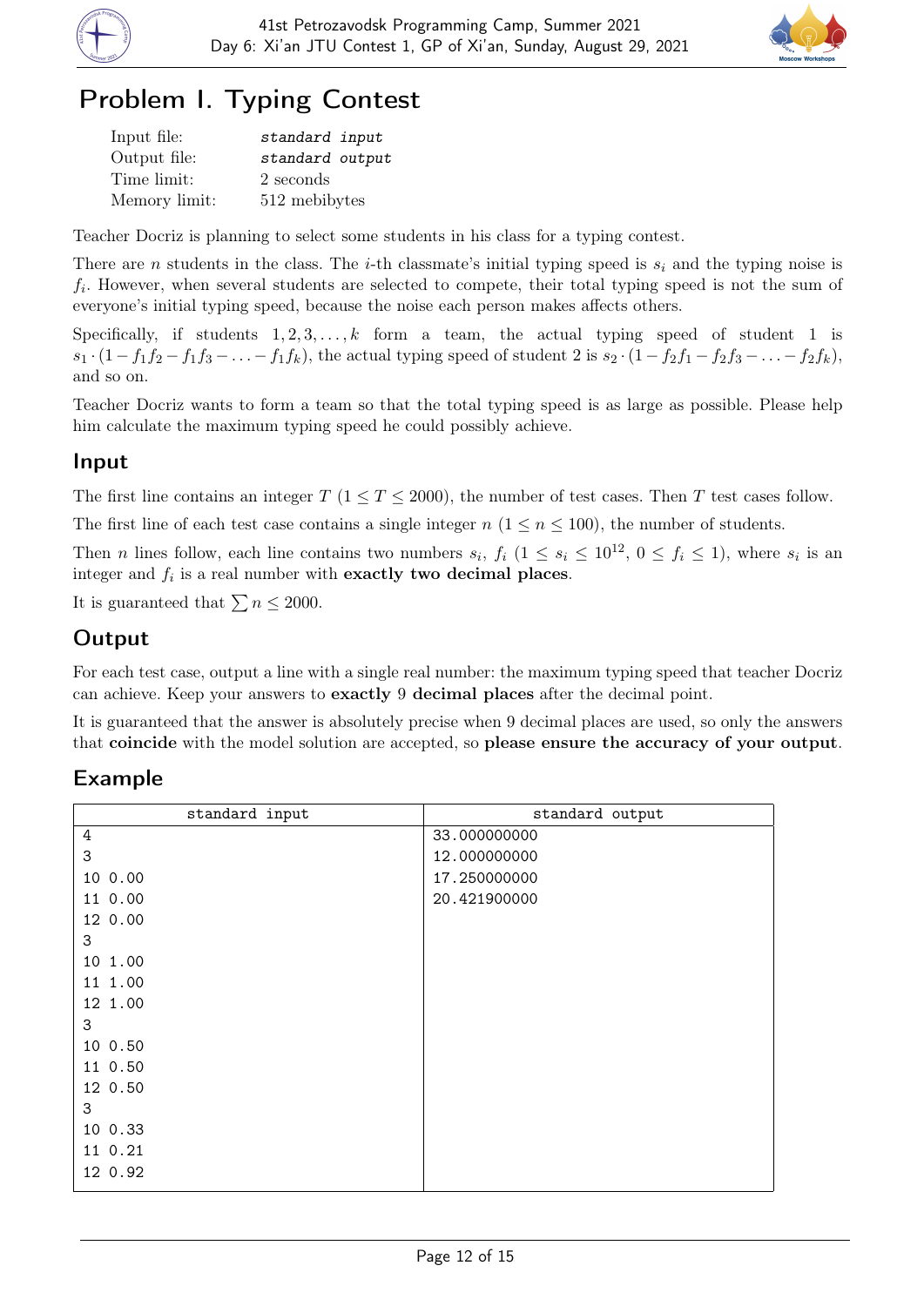# Problem I. Typing Contest

| | |
|---|---|
| Input file: | *standard input* |
| Output file: | *standard output* |
| Time limit: | 2 seconds |
| Memory limit: | 512 mebibytes |

Teacher Docriz is planning to select some students in his class for a typing contest.

There are $n$ students in the class. The $i$-th classmate's initial typing speed is $s_i$ and the typing noise is $f_i$. However, when several students are selected to compete, their total typing speed is not the sum of everyone's initial typing speed, because the noise each person makes affects others.

Specifically, if students $1, 2, 3, \ldots, k$ form a team, the actual typing speed of student 1 is $s_1 \cdot (1 - f_1 f_2 - f_1 f_3 - \ldots - f_1 f_k)$, the actual typing speed of student 2 is $s_2 \cdot (1 - f_2 f_1 - f_2 f_3 - \ldots - f_2 f_k)$, and so on.

Teacher Docriz wants to form a team so that the total typing speed is as large as possible. Please help him calculate the maximum typing speed he could possibly achieve.

## Input

The first line contains an integer $T$ ($1 \le T \le 2000$), the number of test cases. Then $T$ test cases follow.

The first line of each test case contains a single integer $n$ ($1 \le n \le 100$), the number of students.

Then $n$ lines follow, each line contains two numbers $s_i$, $f_i$ ($1 \le s_i \le 10^{12}$, $0 \le f_i \le 1$), where $s_i$ is an integer and $f_i$ is a real number with **exactly two decimal places**.

It is guaranteed that $\sum n \le 2000$.

## Output

For each test case, output a line with a single real number: the maximum typing speed that teacher Docriz can achieve. Keep your answers to **exactly** 9 **decimal places** after the decimal point.

It is guaranteed that the answer is absolutely precise when 9 decimal places are used, so only the answers that **coincide** with the model solution are accepted, so **please ensure the accuracy of your output**.

## Example

| standard input | standard output |
|---|---|
| 4<br>3<br>10 0.00<br>11 0.00<br>12 0.00<br>3<br>10 1.00<br>11 1.00<br>12 1.00<br>3<br>10 0.50<br>11 0.50<br>12 0.50<br>3<br>10 0.33<br>11 0.21<br>12 0.92 | 33.000000000<br>12.000000000<br>17.250000000<br>20.421900000 |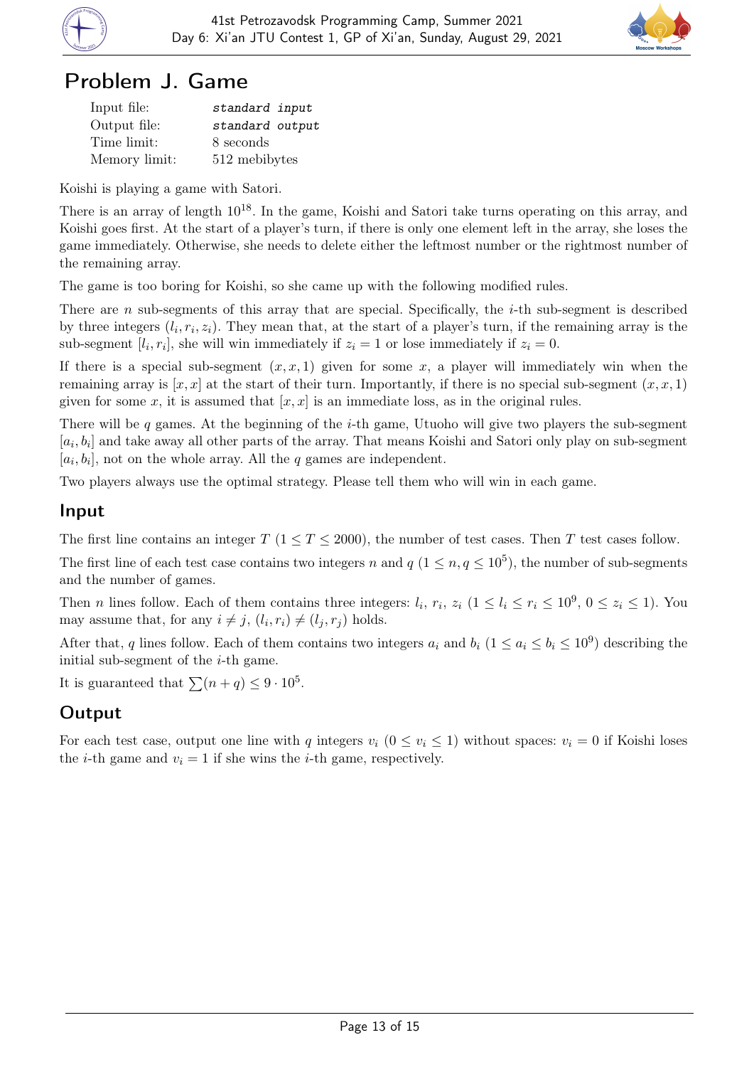# Problem J. Game

| | |
|---|---|
| Input file: | *standard input* |
| Output file: | *standard output* |
| Time limit: | 8 seconds |
| Memory limit: | 512 mebibytes |

Koishi is playing a game with Satori.

There is an array of length $10^{18}$. In the game, Koishi and Satori take turns operating on this array, and Koishi goes first. At the start of a player's turn, if there is only one element left in the array, she loses the game immediately. Otherwise, she needs to delete either the leftmost number or the rightmost number of the remaining array.

The game is too boring for Koishi, so she came up with the following modified rules.

There are $n$ sub-segments of this array that are special. Specifically, the $i$-th sub-segment is described by three integers $(l_i, r_i, z_i)$. They mean that, at the start of a player's turn, if the remaining array is the sub-segment $[l_i, r_i]$, she will win immediately if $z_i = 1$ or lose immediately if $z_i = 0$.

If there is a special sub-segment $(x, x, 1)$ given for some $x$, a player will immediately win when the remaining array is $[x, x]$ at the start of their turn. Importantly, if there is no special sub-segment $(x, x, 1)$ given for some $x$, it is assumed that $[x, x]$ is an immediate loss, as in the original rules.

There will be $q$ games. At the beginning of the $i$-th game, Utuoho will give two players the sub-segment $[a_i, b_i]$ and take away all other parts of the array. That means Koishi and Satori only play on sub-segment $[a_i, b_i]$, not on the whole array. All the $q$ games are independent.

Two players always use the optimal strategy. Please tell them who will win in each game.

## Input

The first line contains an integer $T$ ($1 \le T \le 2000$), the number of test cases. Then $T$ test cases follow.

The first line of each test case contains two integers $n$ and $q$ ($1 \le n, q \le 10^5$), the number of sub-segments and the number of games.

Then $n$ lines follow. Each of them contains three integers: $l_i$, $r_i$, $z_i$ ($1 \le l_i \le r_i \le 10^9$, $0 \le z_i \le 1$). You may assume that, for any $i \ne j$, $(l_i, r_i) \ne (l_j, r_j)$ holds.

After that, $q$ lines follow. Each of them contains two integers $a_i$ and $b_i$ ($1 \le a_i \le b_i \le 10^9$) describing the initial sub-segment of the $i$-th game.

It is guaranteed that $\sum(n + q) \le 9 \cdot 10^5$.

## Output

For each test case, output one line with $q$ integers $v_i$ ($0 \le v_i \le 1$) without spaces: $v_i = 0$ if Koishi loses the $i$-th game and $v_i = 1$ if she wins the $i$-th game, respectively.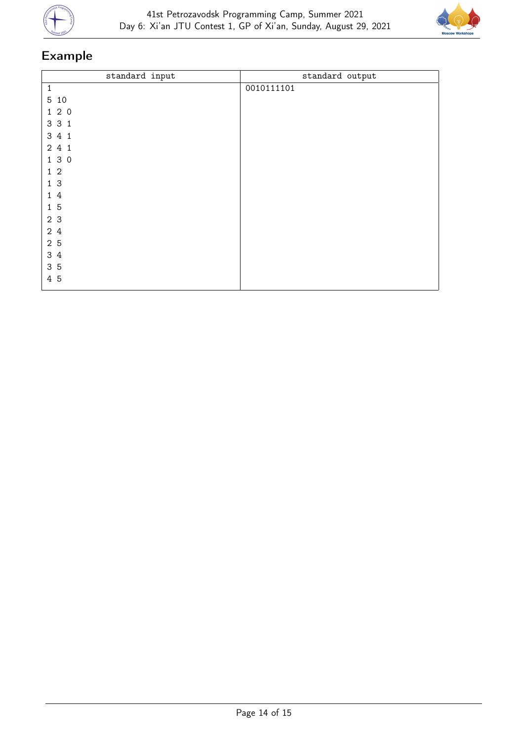## Example

| standard input | standard output |
|---|---|
| 1<br>5 10<br>1 2 0<br>3 3 1<br>3 4 1<br>2 4 1<br>1 3 0<br>1 2<br>1 3<br>1 4<br>1 5<br>2 3<br>2 4<br>2 5<br>3 4<br>3 5<br>4 5 | 0010111101 |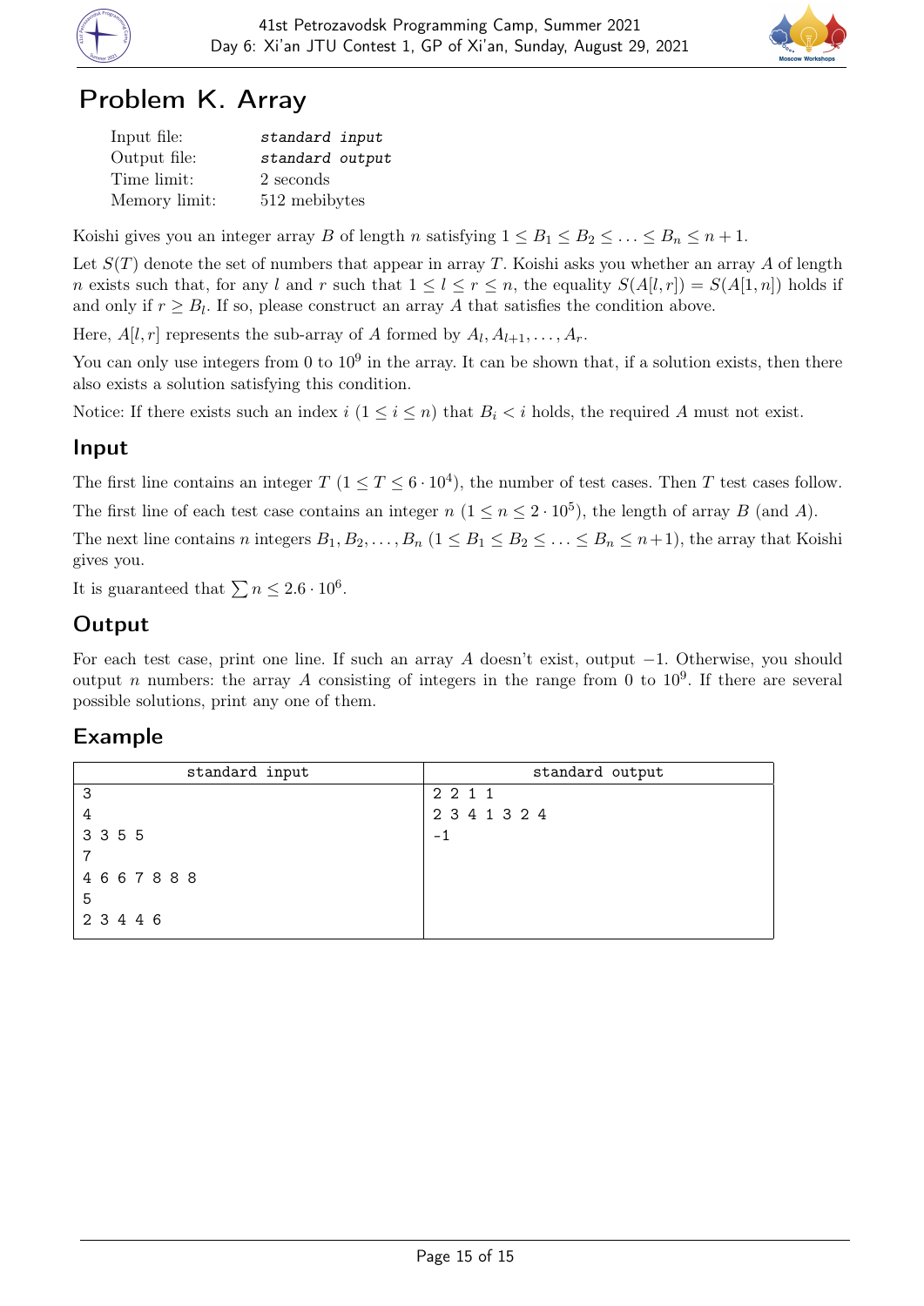# Problem K. Array

| | |
|---|---|
| Input file: | *standard input* |
| Output file: | *standard output* |
| Time limit: | 2 seconds |
| Memory limit: | 512 mebibytes |

Koishi gives you an integer array $B$ of length $n$ satisfying $1 \le B_1 \le B_2 \le \ldots \le B_n \le n+1$.

Let $S(T)$ denote the set of numbers that appear in array $T$. Koishi asks you whether an array $A$ of length $n$ exists such that, for any $l$ and $r$ such that $1 \le l \le r \le n$, the equality $S(A[l,r]) = S(A[1,n])$ holds if and only if $r \ge B_l$. If so, please construct an array $A$ that satisfies the condition above.

Here, $A[l,r]$ represents the sub-array of $A$ formed by $A_l, A_{l+1}, \ldots, A_r$.

You can only use integers from 0 to $10^9$ in the array. It can be shown that, if a solution exists, then there also exists a solution satisfying this condition.

Notice: If there exists such an index $i$ $(1 \le i \le n)$ that $B_i < i$ holds, the required $A$ must not exist.

## Input

The first line contains an integer $T$ $(1 \le T \le 6 \cdot 10^4)$, the number of test cases. Then $T$ test cases follow.

The first line of each test case contains an integer $n$ $(1 \le n \le 2 \cdot 10^5)$, the length of array $B$ (and $A$).

The next line contains $n$ integers $B_1, B_2, \ldots, B_n$ $(1 \le B_1 \le B_2 \le \ldots \le B_n \le n+1)$, the array that Koishi gives you.

It is guaranteed that $\sum n \le 2.6 \cdot 10^6$.

## Output

For each test case, print one line. If such an array $A$ doesn't exist, output $-1$. Otherwise, you should output $n$ numbers: the array $A$ consisting of integers in the range from 0 to $10^9$. If there are several possible solutions, print any one of them.

## Example

| standard input | standard output |
|---|---|
| 3<br>4<br>3 3 5 5<br>7<br>4 6 6 7 8 8 8<br>5<br>2 3 4 4 6 | 2 2 1 1<br>2 3 4 1 3 2 4<br>-1 |